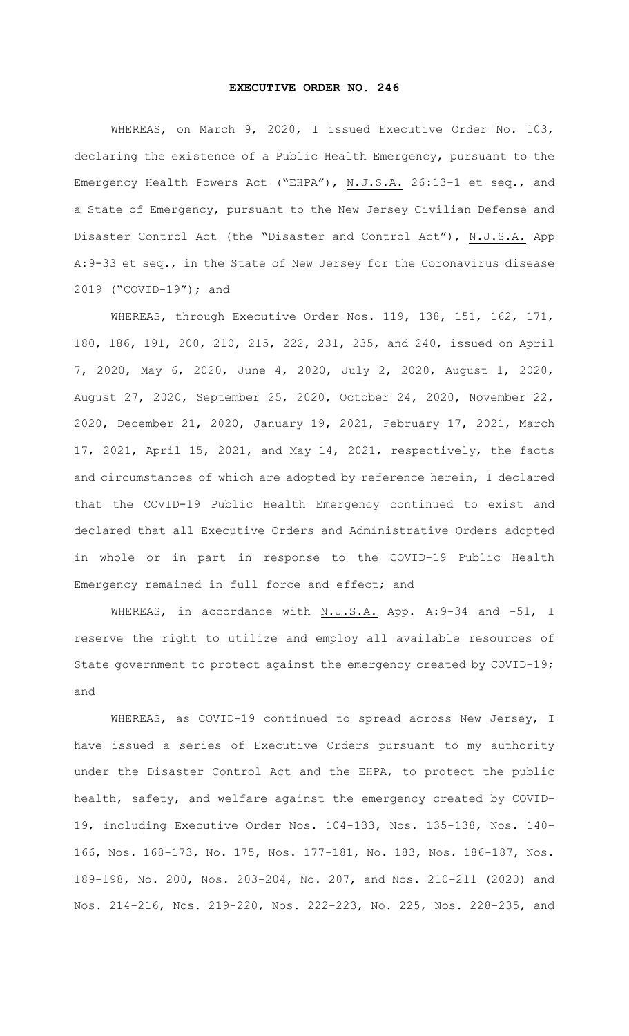# EXECUTIVE ORDER NO. 246

WHEREAS, on March 9, 2020, I issued Executive Order No. 103, declaring the existence of a Public Health Emergency, pursuant to the Emergency Health Powers Act ("EHPA"), N.J.S.A. 26:13-1 et seq., and a State of Emergency, pursuant to the New Jersey Civilian Defense and Disaster Control Act (the "Disaster and Control Act"), N.J.S.A. App A:9-33 et seq., in the State of New Jersey for the Coronavirus disease 2019 ("COVID-19"); and

WHEREAS, through Executive Order Nos. 119, 138, 151, 162, 171, 180, 186, 191, 200, 210, 215, 222, 231, 235, and 240, issued on April 7, 2020, May 6, 2020, June 4, 2020, July 2, 2020, August 1, 2020, August 27, 2020, September 25, 2020, October 24, 2020, November 22, 2020, December 21, 2020, January 19, 2021, February 17, 2021, March 17, 2021, April 15, 2021, and May 14, 2021, respectively, the facts and circumstances of which are adopted by reference herein, I declared that the COVID-19 Public Health Emergency continued to exist and declared that all Executive Orders and Administrative Orders adopted in whole or in part in response to the COVID-19 Public Health Emergency remained in full force and effect; and

WHEREAS, in accordance with N.J.S.A. App. A:9-34 and -51, I reserve the right to utilize and employ all available resources of State government to protect against the emergency created by COVID-19; and

WHEREAS, as COVID-19 continued to spread across New Jersey, I have issued a series of Executive Orders pursuant to my authority under the Disaster Control Act and the EHPA, to protect the public health, safety, and welfare against the emergency created by COVID-19, including Executive Order Nos. 104-133, Nos. 135-138, Nos. 140-166, Nos. 168-173, No. 175, Nos. 177-181, No. 183, Nos. 186-187, Nos. 189-198, No. 200, Nos. 203-204, No. 207, and Nos. 210-211 (2020) and Nos. 214-216, Nos. 219-220, Nos. 222-223, No. 225, Nos. 228-235, and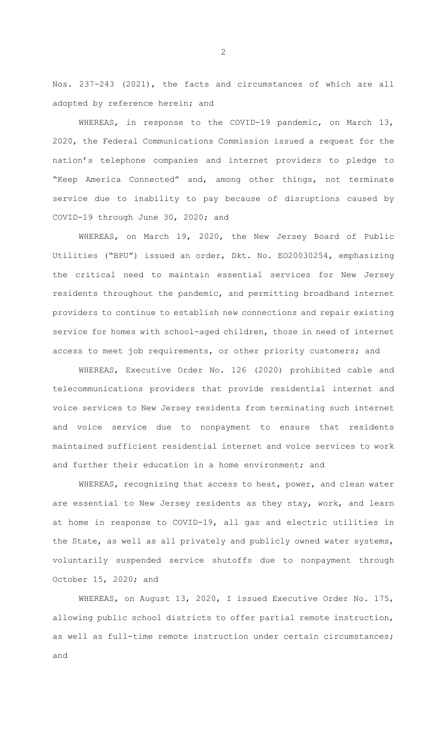Nos. 237-243 (2021), the facts and circumstances of which are all adopted by reference herein; and

WHEREAS, in response to the COVID-19 pandemic, on March 13, 2020, the Federal Communications Commission issued a request for the nation's telephone companies and internet providers to pledge to "Keep America Connected" and, among other things, not terminate service due to inability to pay because of disruptions caused by COVID-19 through June 30, 2020; and

WHEREAS, on March 19, 2020, the New Jersey Board of Public Utilities ("BPU") issued an order, Dkt. No. EO20030254, emphasizing the critical need to maintain essential services for New Jersey residents throughout the pandemic, and permitting broadband internet providers to continue to establish new connections and repair existing service for homes with school-aged children, those in need of internet access to meet job requirements, or other priority customers; and

WHEREAS, Executive Order No. 126 (2020) prohibited cable and telecommunications providers that provide residential internet and voice services to New Jersey residents from terminating such internet and voice service due to nonpayment to ensure that residents maintained sufficient residential internet and voice services to work and further their education in a home environment; and

WHEREAS, recognizing that access to heat, power, and clean water are essential to New Jersey residents as they stay, work, and learn at home in response to COVID-19, all gas and electric utilities in the State, as well as all privately and publicly owned water systems, voluntarily suspended service shutoffs due to nonpayment through October 15, 2020; and

WHEREAS, on August 13, 2020, I issued Executive Order No. 175, allowing public school districts to offer partial remote instruction, as well as full-time remote instruction under certain circumstances; and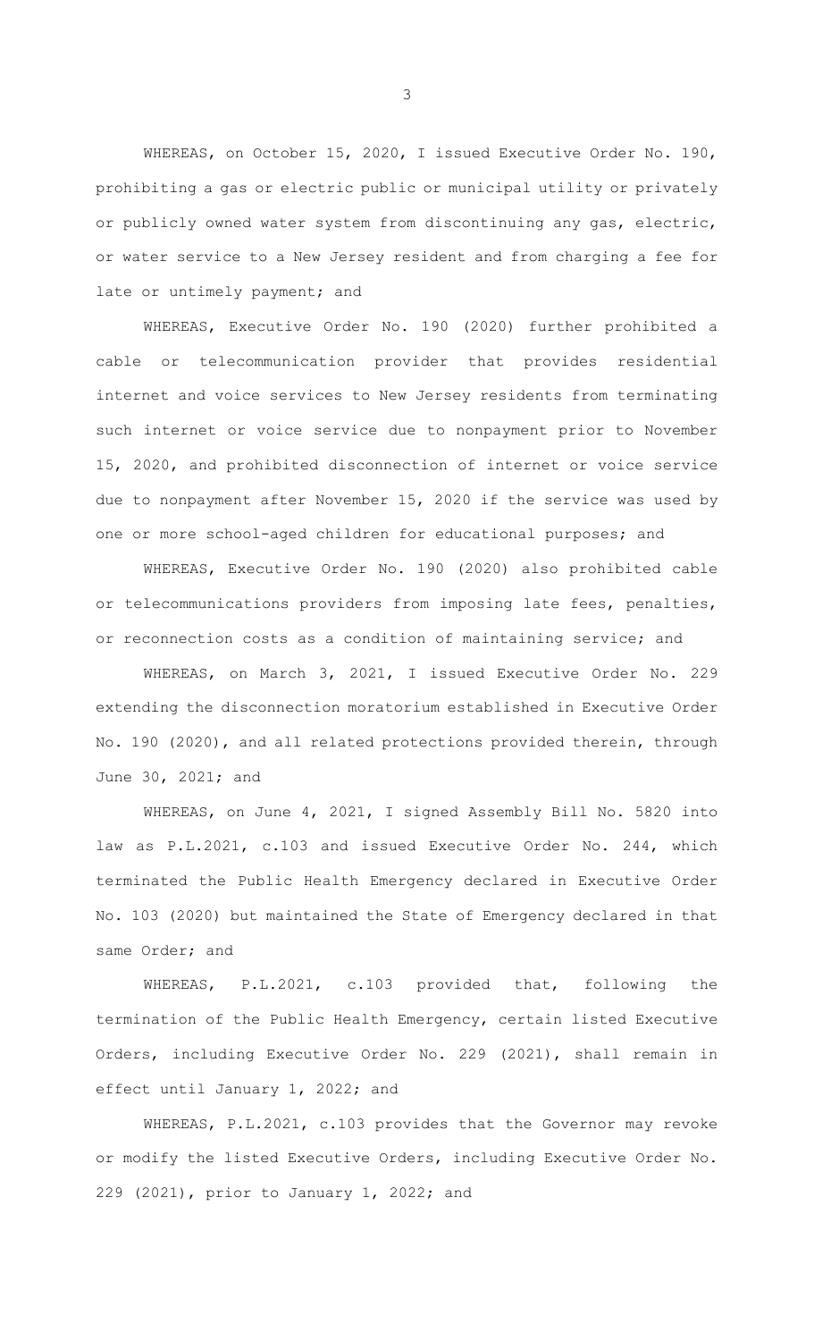WHEREAS, on October 15, 2020, I issued Executive Order No. 190, prohibiting a gas or electric public or municipal utility or privately or publicly owned water system from discontinuing any gas, electric, or water service to a New Jersey resident and from charging a fee for late or untimely payment; and

WHEREAS, Executive Order No. 190 (2020) further prohibited a cable or telecommunication provider that provides residential internet and voice services to New Jersey residents from terminating such internet or voice service due to nonpayment prior to November 15, 2020, and prohibited disconnection of internet or voice service due to nonpayment after November 15, 2020 if the service was used by one or more school-aged children for educational purposes; and

WHEREAS, Executive Order No. 190 (2020) also prohibited cable or telecommunications providers from imposing late fees, penalties, or reconnection costs as a condition of maintaining service; and

WHEREAS, on March 3, 2021, I issued Executive Order No. 229 extending the disconnection moratorium established in Executive Order No. 190 (2020), and all related protections provided therein, through June 30, 2021; and

WHEREAS, on June 4, 2021, I signed Assembly Bill No. 5820 into law as P.L.2021, c.103 and issued Executive Order No. 244, which terminated the Public Health Emergency declared in Executive Order No. 103 (2020) but maintained the State of Emergency declared in that same Order; and

WHEREAS, P.L.2021, c.103 provided that, following the termination of the Public Health Emergency, certain listed Executive Orders, including Executive Order No. 229 (2021), shall remain in effect until January 1, 2022; and

WHEREAS, P.L.2021, c.103 provides that the Governor may revoke or modify the listed Executive Orders, including Executive Order No. 229 (2021), prior to January 1, 2022; and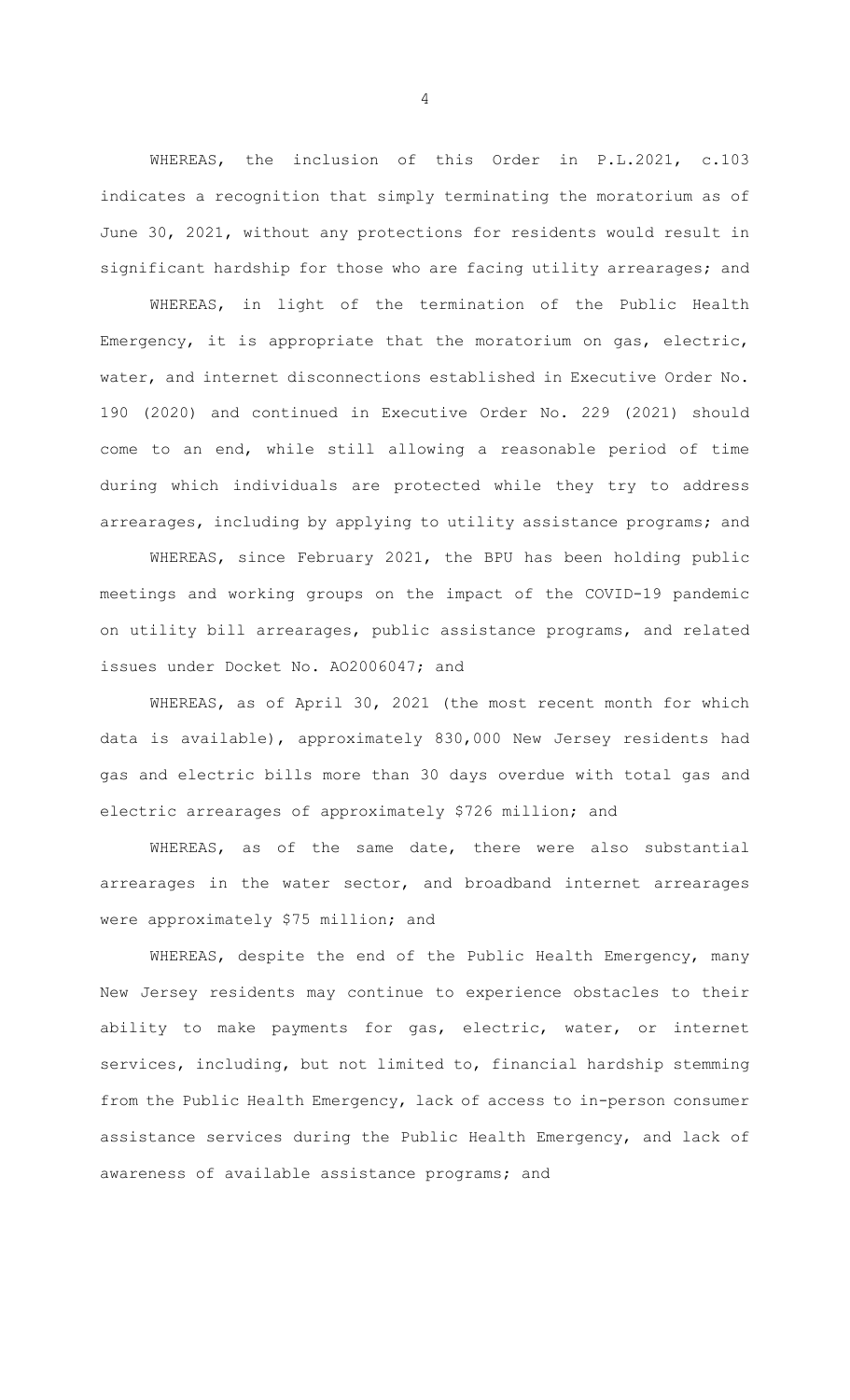WHEREAS, the inclusion of this Order in P.L.2021, c.103 indicates a recognition that simply terminating the moratorium as of June 30, 2021, without any protections for residents would result in significant hardship for those who are facing utility arrearages; and

WHEREAS, in light of the termination of the Public Health Emergency, it is appropriate that the moratorium on gas, electric, water, and internet disconnections established in Executive Order No. 190 (2020) and continued in Executive Order No. 229 (2021) should come to an end, while still allowing a reasonable period of time during which individuals are protected while they try to address arrearages, including by applying to utility assistance programs; and

WHEREAS, since February 2021, the BPU has been holding public meetings and working groups on the impact of the COVID-19 pandemic on utility bill arrearages, public assistance programs, and related issues under Docket No. AO2006047; and

WHEREAS, as of April 30, 2021 (the most recent month for which data is available), approximately 830,000 New Jersey residents had gas and electric bills more than 30 days overdue with total gas and electric arrearages of approximately $726 million; and

WHEREAS, as of the same date, there were also substantial arrearages in the water sector, and broadband internet arrearages were approximately $75 million; and

WHEREAS, despite the end of the Public Health Emergency, many New Jersey residents may continue to experience obstacles to their ability to make payments for gas, electric, water, or internet services, including, but not limited to, financial hardship stemming from the Public Health Emergency, lack of access to in-person consumer assistance services during the Public Health Emergency, and lack of awareness of available assistance programs; and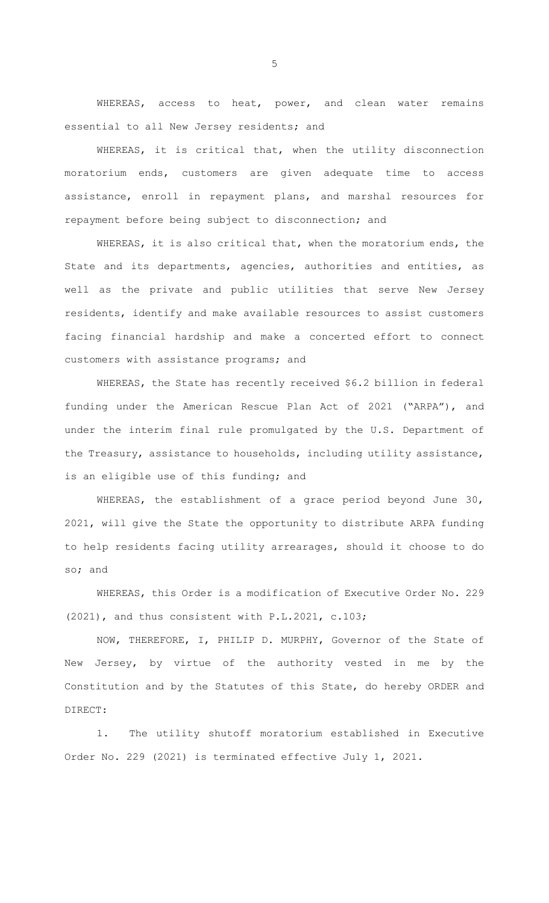WHEREAS, access to heat, power, and clean water remains essential to all New Jersey residents; and

WHEREAS, it is critical that, when the utility disconnection moratorium ends, customers are given adequate time to access assistance, enroll in repayment plans, and marshal resources for repayment before being subject to disconnection; and

WHEREAS, it is also critical that, when the moratorium ends, the State and its departments, agencies, authorities and entities, as well as the private and public utilities that serve New Jersey residents, identify and make available resources to assist customers facing financial hardship and make a concerted effort to connect customers with assistance programs; and

WHEREAS, the State has recently received $6.2 billion in federal funding under the American Rescue Plan Act of 2021 ("ARPA"), and under the interim final rule promulgated by the U.S. Department of the Treasury, assistance to households, including utility assistance, is an eligible use of this funding; and

WHEREAS, the establishment of a grace period beyond June 30, 2021, will give the State the opportunity to distribute ARPA funding to help residents facing utility arrearages, should it choose to do so; and

WHEREAS, this Order is a modification of Executive Order No. 229 (2021), and thus consistent with P.L.2021, c.103;

NOW, THEREFORE, I, PHILIP D. MURPHY, Governor of the State of New Jersey, by virtue of the authority vested in me by the Constitution and by the Statutes of this State, do hereby ORDER and DIRECT:

1. The utility shutoff moratorium established in Executive Order No. 229 (2021) is terminated effective July 1, 2021.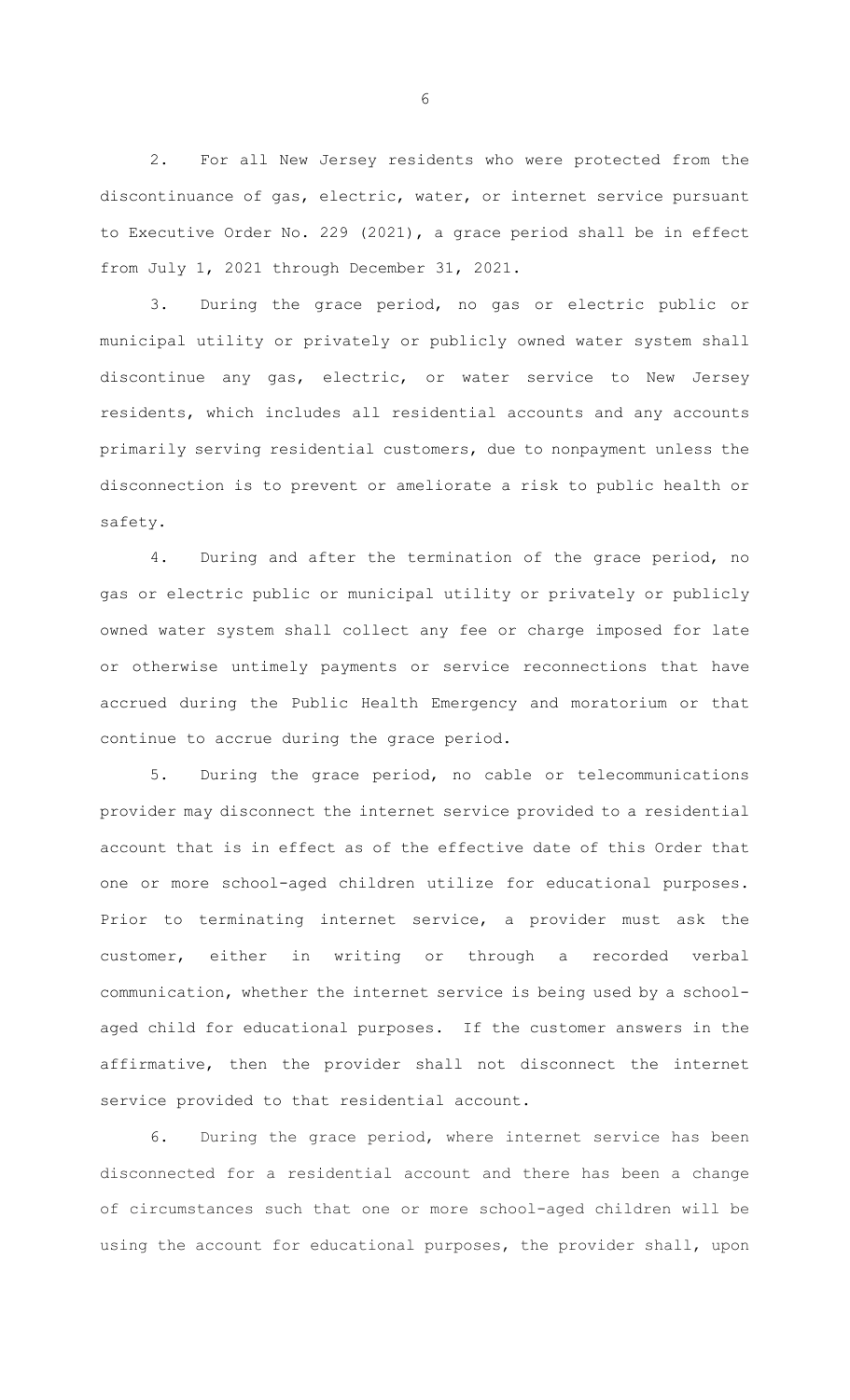2. For all New Jersey residents who were protected from the discontinuance of gas, electric, water, or internet service pursuant to Executive Order No. 229 (2021), a grace period shall be in effect from July 1, 2021 through December 31, 2021.

3. During the grace period, no gas or electric public or municipal utility or privately or publicly owned water system shall discontinue any gas, electric, or water service to New Jersey residents, which includes all residential accounts and any accounts primarily serving residential customers, due to nonpayment unless the disconnection is to prevent or ameliorate a risk to public health or safety.

4. During and after the termination of the grace period, no gas or electric public or municipal utility or privately or publicly owned water system shall collect any fee or charge imposed for late or otherwise untimely payments or service reconnections that have accrued during the Public Health Emergency and moratorium or that continue to accrue during the grace period.

5. During the grace period, no cable or telecommunications provider may disconnect the internet service provided to a residential account that is in effect as of the effective date of this Order that one or more school-aged children utilize for educational purposes. Prior to terminating internet service, a provider must ask the customer, either in writing or through a recorded verbal communication, whether the internet service is being used by a school-aged child for educational purposes. If the customer answers in the affirmative, then the provider shall not disconnect the internet service provided to that residential account.

6. During the grace period, where internet service has been disconnected for a residential account and there has been a change of circumstances such that one or more school-aged children will be using the account for educational purposes, the provider shall, upon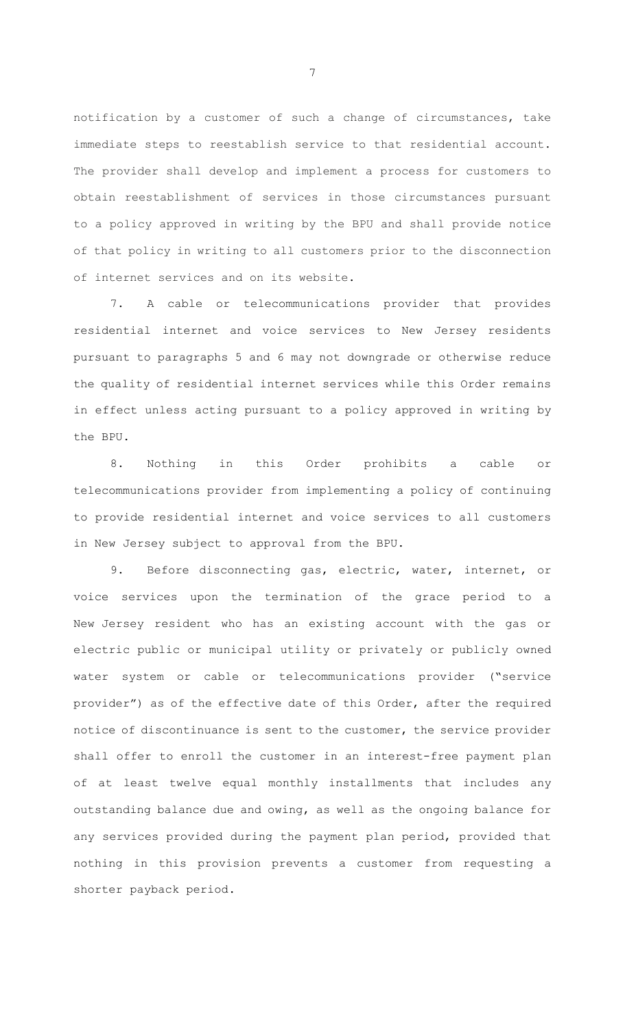notification by a customer of such a change of circumstances, take immediate steps to reestablish service to that residential account. The provider shall develop and implement a process for customers to obtain reestablishment of services in those circumstances pursuant to a policy approved in writing by the BPU and shall provide notice of that policy in writing to all customers prior to the disconnection of internet services and on its website.

7. A cable or telecommunications provider that provides residential internet and voice services to New Jersey residents pursuant to paragraphs 5 and 6 may not downgrade or otherwise reduce the quality of residential internet services while this Order remains in effect unless acting pursuant to a policy approved in writing by the BPU.

8. Nothing in this Order prohibits a cable or telecommunications provider from implementing a policy of continuing to provide residential internet and voice services to all customers in New Jersey subject to approval from the BPU.

9. Before disconnecting gas, electric, water, internet, or voice services upon the termination of the grace period to a New Jersey resident who has an existing account with the gas or electric public or municipal utility or privately or publicly owned water system or cable or telecommunications provider ("service provider") as of the effective date of this Order, after the required notice of discontinuance is sent to the customer, the service provider shall offer to enroll the customer in an interest-free payment plan of at least twelve equal monthly installments that includes any outstanding balance due and owing, as well as the ongoing balance for any services provided during the payment plan period, provided that nothing in this provision prevents a customer from requesting a shorter payback period.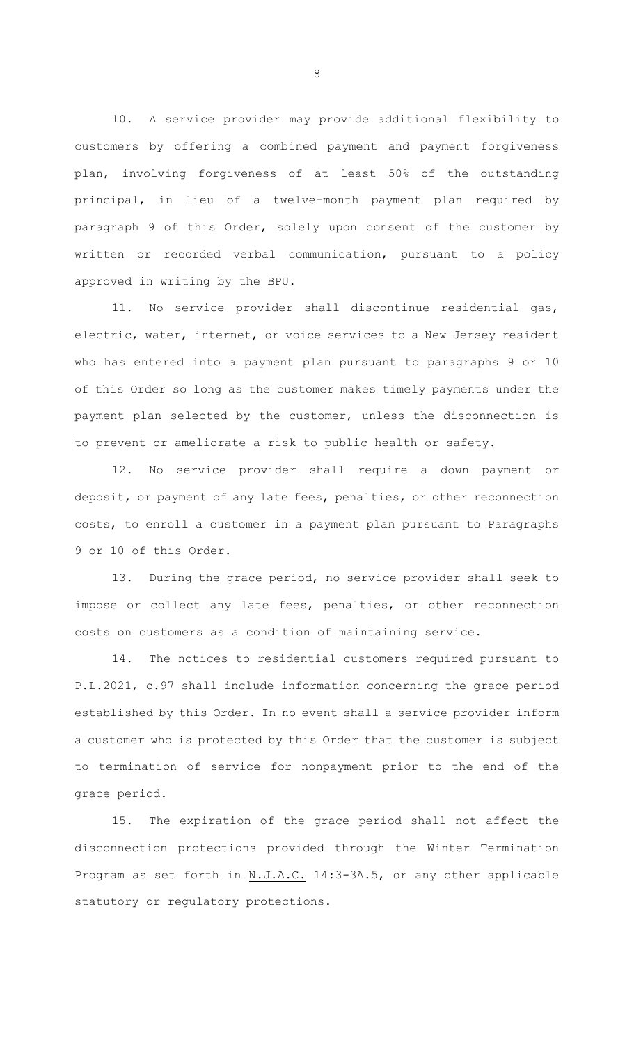10. A service provider may provide additional flexibility to customers by offering a combined payment and payment forgiveness plan, involving forgiveness of at least 50% of the outstanding principal, in lieu of a twelve-month payment plan required by paragraph 9 of this Order, solely upon consent of the customer by written or recorded verbal communication, pursuant to a policy approved in writing by the BPU.

11. No service provider shall discontinue residential gas, electric, water, internet, or voice services to a New Jersey resident who has entered into a payment plan pursuant to paragraphs 9 or 10 of this Order so long as the customer makes timely payments under the payment plan selected by the customer, unless the disconnection is to prevent or ameliorate a risk to public health or safety.

12. No service provider shall require a down payment or deposit, or payment of any late fees, penalties, or other reconnection costs, to enroll a customer in a payment plan pursuant to Paragraphs 9 or 10 of this Order.

13. During the grace period, no service provider shall seek to impose or collect any late fees, penalties, or other reconnection costs on customers as a condition of maintaining service.

14. The notices to residential customers required pursuant to P.L.2021, c.97 shall include information concerning the grace period established by this Order. In no event shall a service provider inform a customer who is protected by this Order that the customer is subject to termination of service for nonpayment prior to the end of the grace period.

15. The expiration of the grace period shall not affect the disconnection protections provided through the Winter Termination Program as set forth in N.J.A.C. 14:3-3A.5, or any other applicable statutory or regulatory protections.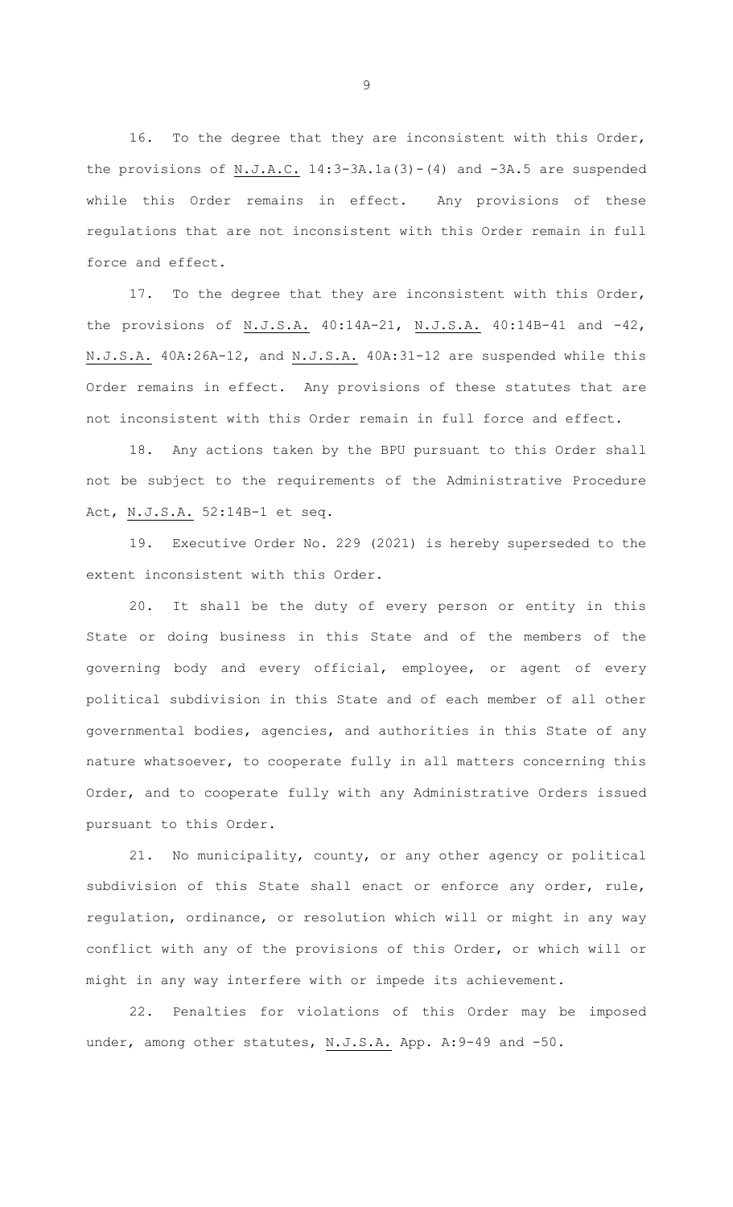16. To the degree that they are inconsistent with this Order, the provisions of N.J.A.C. 14:3-3A.1a(3)-(4) and -3A.5 are suspended while this Order remains in effect. Any provisions of these regulations that are not inconsistent with this Order remain in full force and effect.

17. To the degree that they are inconsistent with this Order, the provisions of N.J.S.A. 40:14A-21, N.J.S.A. 40:14B-41 and -42, N.J.S.A. 40A:26A-12, and N.J.S.A. 40A:31-12 are suspended while this Order remains in effect. Any provisions of these statutes that are not inconsistent with this Order remain in full force and effect.

18. Any actions taken by the BPU pursuant to this Order shall not be subject to the requirements of the Administrative Procedure Act, N.J.S.A. 52:14B-1 et seq.

19. Executive Order No. 229 (2021) is hereby superseded to the extent inconsistent with this Order.

20. It shall be the duty of every person or entity in this State or doing business in this State and of the members of the governing body and every official, employee, or agent of every political subdivision in this State and of each member of all other governmental bodies, agencies, and authorities in this State of any nature whatsoever, to cooperate fully in all matters concerning this Order, and to cooperate fully with any Administrative Orders issued pursuant to this Order.

21. No municipality, county, or any other agency or political subdivision of this State shall enact or enforce any order, rule, regulation, ordinance, or resolution which will or might in any way conflict with any of the provisions of this Order, or which will or might in any way interfere with or impede its achievement.

22. Penalties for violations of this Order may be imposed under, among other statutes, N.J.S.A. App. A:9-49 and -50.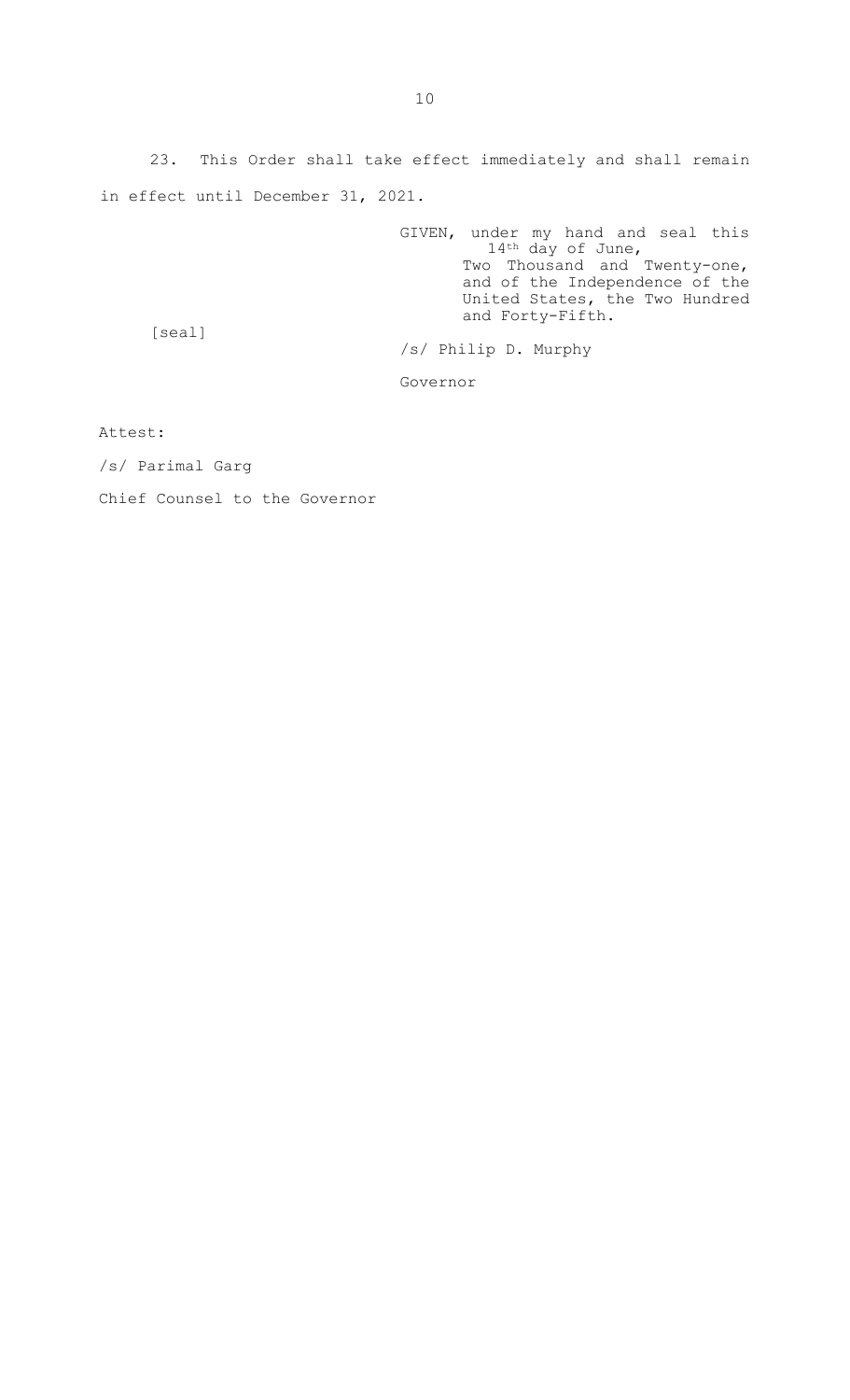23. This Order shall take effect immediately and shall remain in effect until December 31, 2021.

GIVEN, under my hand and seal this 14th day of June, Two Thousand and Twenty-one, and of the Independence of the United States, the Two Hundred and Forty-Fifth.

[seal]

/s/ Philip D. Murphy

Governor

Attest:

/s/ Parimal Garg

Chief Counsel to the Governor